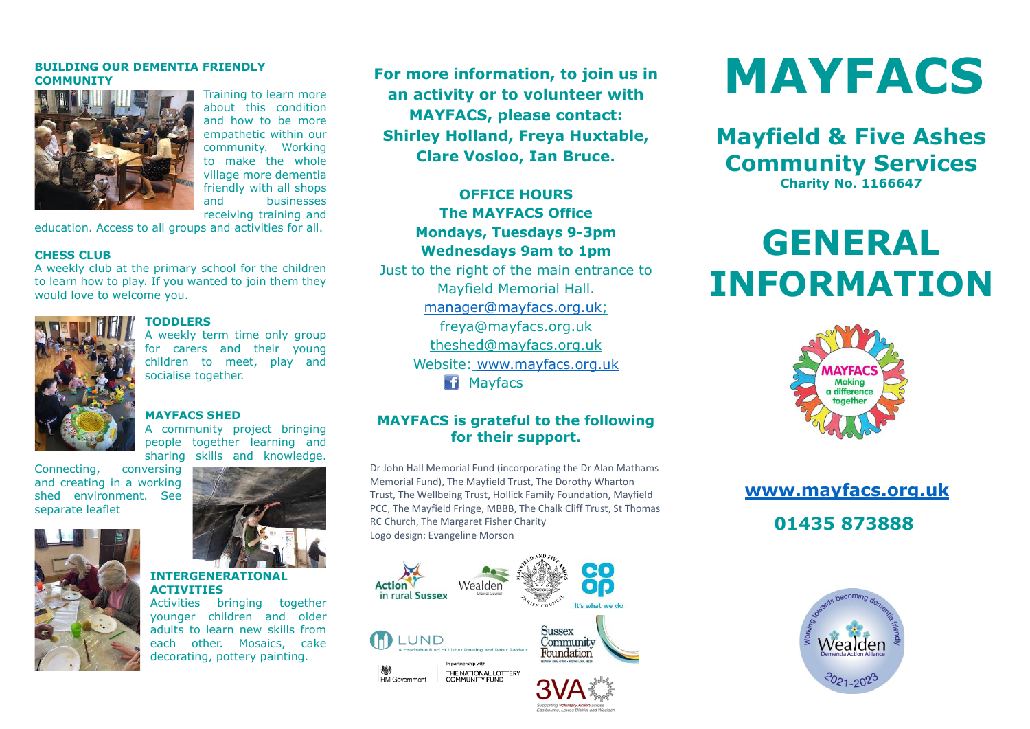## BUILDING OUR DEMENTIA FRIENDLY COMMUNITY

Training to learn more about this condition and how to be more empathetic within our community. Working to make the whole village more dementia friendly with all shops and businesses receiving training and education. Access to all groups and activities for all.

## CHESS CLUB

A weekly club at the primary school for the children to learn how to play. If you wanted to join them they would love to welcome you.

## TODDLERS

A weekly term time only group for carers and their young children to meet, play and socialise together.

## MAYFACS SHED

A community project bringing people together learning and sharing skills and knowledge. Connecting, conversing and creating in a working shed environment. See separate leaflet

## INTERGENERATIONAL ACTIVITIES

Activities bringing together younger children and older adults to learn new skills from each other. Mosaics, cake decorating, pottery painting.

**For more information, to join us in an activity or to volunteer with MAYFACS, please contact: Shirley Holland, Freya Huxtable, Clare Vosloo, Ian Bruce.**

**OFFICE HOURS**
**The MAYFACS Office**
**Mondays, Tuesdays 9-3pm**
**Wednesdays 9am to 1pm**

Just to the right of the main entrance to Mayfield Memorial Hall.

manager@mayfacs.org.uk;
freya@mayfacs.org.uk
theshed@mayfacs.org.uk
Website: www.mayfacs.org.uk
Mayfacs

## MAYFACS is grateful to the following for their support.

Dr John Hall Memorial Fund (incorporating the Dr Alan Mathams Memorial Fund), The Mayfield Trust, The Dorothy Wharton Trust, The Wellbeing Trust, Hollick Family Foundation, Mayfield PCC, The Mayfield Fringe, MBBB, The Chalk Cliff Trust, St Thomas RC Church, The Margaret Fisher Charity
Logo design: Evangeline Morson

Action in rural Sussex · Wealden District Council · Mayfield and Five Ashes Parish Council · Co-op It's what we do · LUND A charitable fund of Lisbet Rausing and Peter Baldwin · Sussex Community Foundation · HM Government In partnership with The National Lottery Community Fund · 3VA Supporting Voluntary Action across Eastbourne, Lewes District and Wealden

# MAYFACS

## Mayfield & Five Ashes Community Services

**Charity No. 1166647**

# GENERAL INFORMATION

MAYFACS Making a difference together

**www.mayfacs.org.uk**

**01435 873888**

Working towards becoming dementia friendly · Wealden Dementia Action Alliance · 2021-2023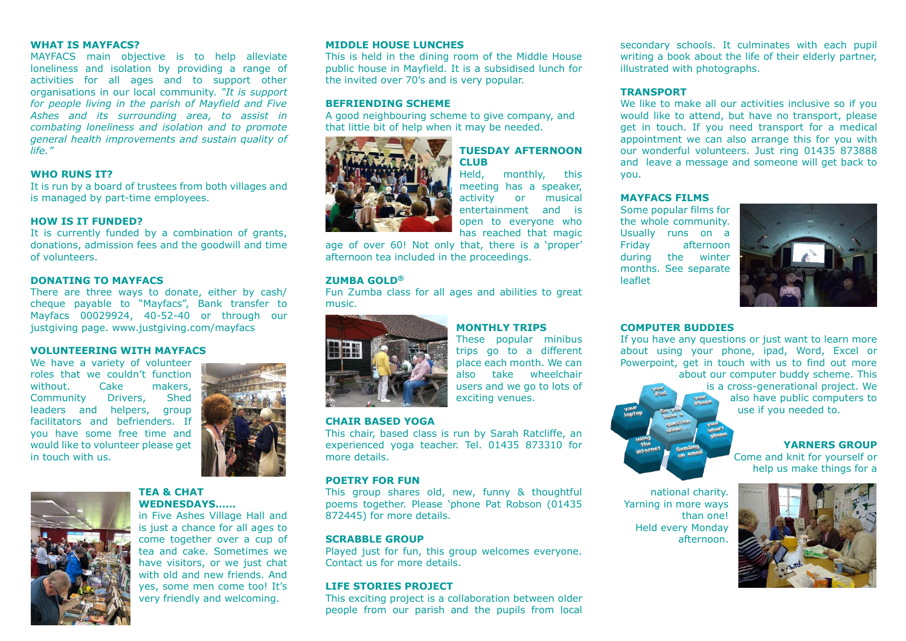### WHAT IS MAYFACS?

MAYFACS main objective is to help alleviate loneliness and isolation by providing a range of activities for all ages and to support other organisations in our local community. *"It is support for people living in the parish of Mayfield and Five Ashes and its surrounding area, to assist in combating loneliness and isolation and to promote general health improvements and sustain quality of life."*

### WHO RUNS IT?

It is run by a board of trustees from both villages and is managed by part-time employees.

### HOW IS IT FUNDED?

It is currently funded by a combination of grants, donations, admission fees and the goodwill and time of volunteers.

### DONATING TO MAYFACS

There are three ways to donate, either by cash/ cheque payable to "Mayfacs", Bank transfer to Mayfacs 00029924, 40-52-40 or through our justgiving page. www.justgiving.com/mayfacs

### VOLUNTEERING WITH MAYFACS

We have a variety of volunteer roles that we couldn't function without. Cake makers, Community Drivers, Shed leaders and helpers, group facilitators and befrienders. If you have some free time and would like to volunteer please get in touch with us.

### TEA & CHAT WEDNESDAYS……

in Five Ashes Village Hall and is just a chance for all ages to come together over a cup of tea and cake. Sometimes we have visitors, or we just chat with old and new friends. And yes, some men come too! It's very friendly and welcoming.

### MIDDLE HOUSE LUNCHES

This is held in the dining room of the Middle House public house in Mayfield. It is a subsidised lunch for the invited over 70's and is very popular.

### BEFRIENDING SCHEME

A good neighbouring scheme to give company, and that little bit of help when it may be needed.

### TUESDAY AFTERNOON CLUB

Held, monthly, this meeting has a speaker, activity or musical entertainment and is open to everyone who has reached that magic age of over 60! Not only that, there is a 'proper' afternoon tea included in the proceedings.

### ZUMBA GOLD®

Fun Zumba class for all ages and abilities to great music.

### MONTHLY TRIPS

These popular minibus trips go to a different place each month. We can also take wheelchair users and we go to lots of exciting venues.

### CHAIR BASED YOGA

This chair, based class is run by Sarah Ratcliffe, an experienced yoga teacher. Tel. 01435 873310 for more details.

### POETRY FOR FUN

This group shares old, new, funny & thoughtful poems together. Please 'phone Pat Robson (01435 872445) for more details.

### SCRABBLE GROUP

Played just for fun, this group welcomes everyone. Contact us for more details.

### LIFE STORIES PROJECT

This exciting project is a collaboration between older people from our parish and the pupils from local secondary schools. It culminates with each pupil writing a book about the life of their elderly partner, illustrated with photographs.

### TRANSPORT

We like to make all our activities inclusive so if you would like to attend, but have no transport, please get in touch. If you need transport for a medical appointment we can also arrange this for you with our wonderful volunteers. Just ring 01435 873888 and leave a message and someone will get back to you.

### MAYFACS FILMS

Some popular films for the whole community. Usually runs on a Friday afternoon during the winter months. See separate leaflet

### COMPUTER BUDDIES

If you have any questions or just want to learn more about using your phone, ipad, Word, Excel or Powerpoint, get in touch with us to find out more about our computer buddy scheme. This is a cross-generational project. We also have public computers to use if you needed to.

### YARNERS GROUP

Come and knit for yourself or help us make things for a national charity. Yarning in more ways than one! Held every Monday afternoon.